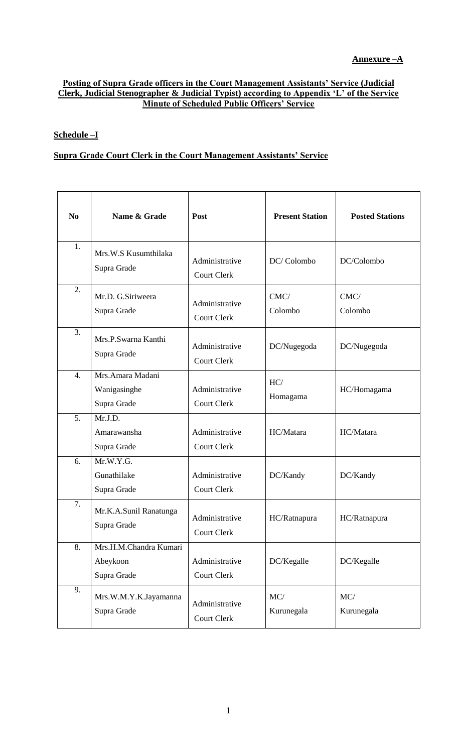**Annexure –A**

**Posting of Supra Grade officers in the Court Management Assistants' Service (Judicial Clerk, Judicial Stenographer & Judicial Typist) according to Appendix 'L' of the Service Minute of Scheduled Public Officers' Service**

**Schedule –I**

**Supra Grade Court Clerk in the Court Management Assistants' Service**

| No | Name & Grade | Post | Present Station | Posted Stations |
|---|---|---|---|---|
| 1. | Mrs.W.S Kusumthilaka Supra Grade | Administrative Court Clerk | DC/ Colombo | DC/Colombo |
| 2. | Mr.D. G.Siriweera Supra Grade | Administrative Court Clerk | CMC/ Colombo | CMC/ Colombo |
| 3. | Mrs.P.Swarna Kanthi Supra Grade | Administrative Court Clerk | DC/Nugegoda | DC/Nugegoda |
| 4. | Mrs.Amara Madani Wanigasinghe Supra Grade | Administrative Court Clerk | HC/ Homagama | HC/Homagama |
| 5. | Mr.J.D. Amarawansha Supra Grade | Administrative Court Clerk | HC/Matara | HC/Matara |
| 6. | Mr.W.Y.G. Gunathilake Supra Grade | Administrative Court Clerk | DC/Kandy | DC/Kandy |
| 7. | Mr.K.A.Sunil Ranatunga Supra Grade | Administrative Court Clerk | HC/Ratnapura | HC/Ratnapura |
| 8. | Mrs.H.M.Chandra Kumari Abeykoon Supra Grade | Administrative Court Clerk | DC/Kegalle | DC/Kegalle |
| 9. | Mrs.W.M.Y.K.Jayamanna Supra Grade | Administrative Court Clerk | MC/ Kurunegala | MC/ Kurunegala |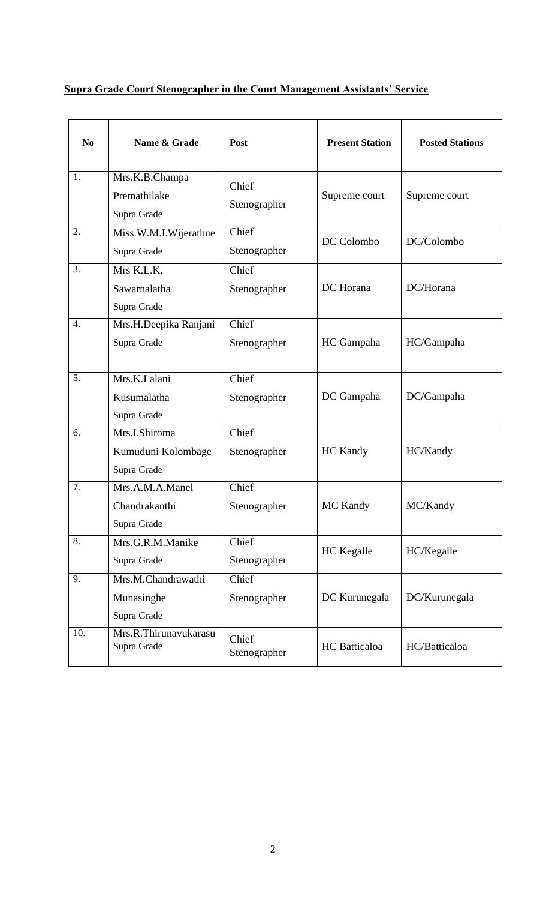**Supra Grade Court Stenographer in the Court Management Assistants' Service**

| No | Name & Grade | Post | Present Station | Posted Stations |
|---|---|---|---|---|
| 1. | Mrs.K.B.Champa Premathilake Supra Grade | Chief Stenographer | Supreme court | Supreme court |
| 2. | Miss.W.M.I.Wijerathne Supra Grade | Chief Stenographer | DC Colombo | DC/Colombo |
| 3. | Mrs K.L.K. Sawarnalatha Supra Grade | Chief Stenographer | DC Horana | DC/Horana |
| 4. | Mrs.H.Deepika Ranjani Supra Grade | Chief Stenographer | HC Gampaha | HC/Gampaha |
| 5. | Mrs.K.Lalani Kusumalatha Supra Grade | Chief Stenographer | DC Gampaha | DC/Gampaha |
| 6. | Mrs.I.Shiroma Kumuduni Kolombage Supra Grade | Chief Stenographer | HC Kandy | HC/Kandy |
| 7. | Mrs.A.M.A.Manel Chandrakanthi Supra Grade | Chief Stenographer | MC Kandy | MC/Kandy |
| 8. | Mrs.G.R.M.Manike Supra Grade | Chief Stenographer | HC Kegalle | HC/Kegalle |
| 9. | Mrs.M.Chandrawathi Munasinghe Supra Grade | Chief Stenographer | DC Kurunegala | DC/Kurunegala |
| 10. | Mrs.R.Thirunavukarasu Supra Grade | Chief Stenographer | HC Batticaloa | HC/Batticaloa |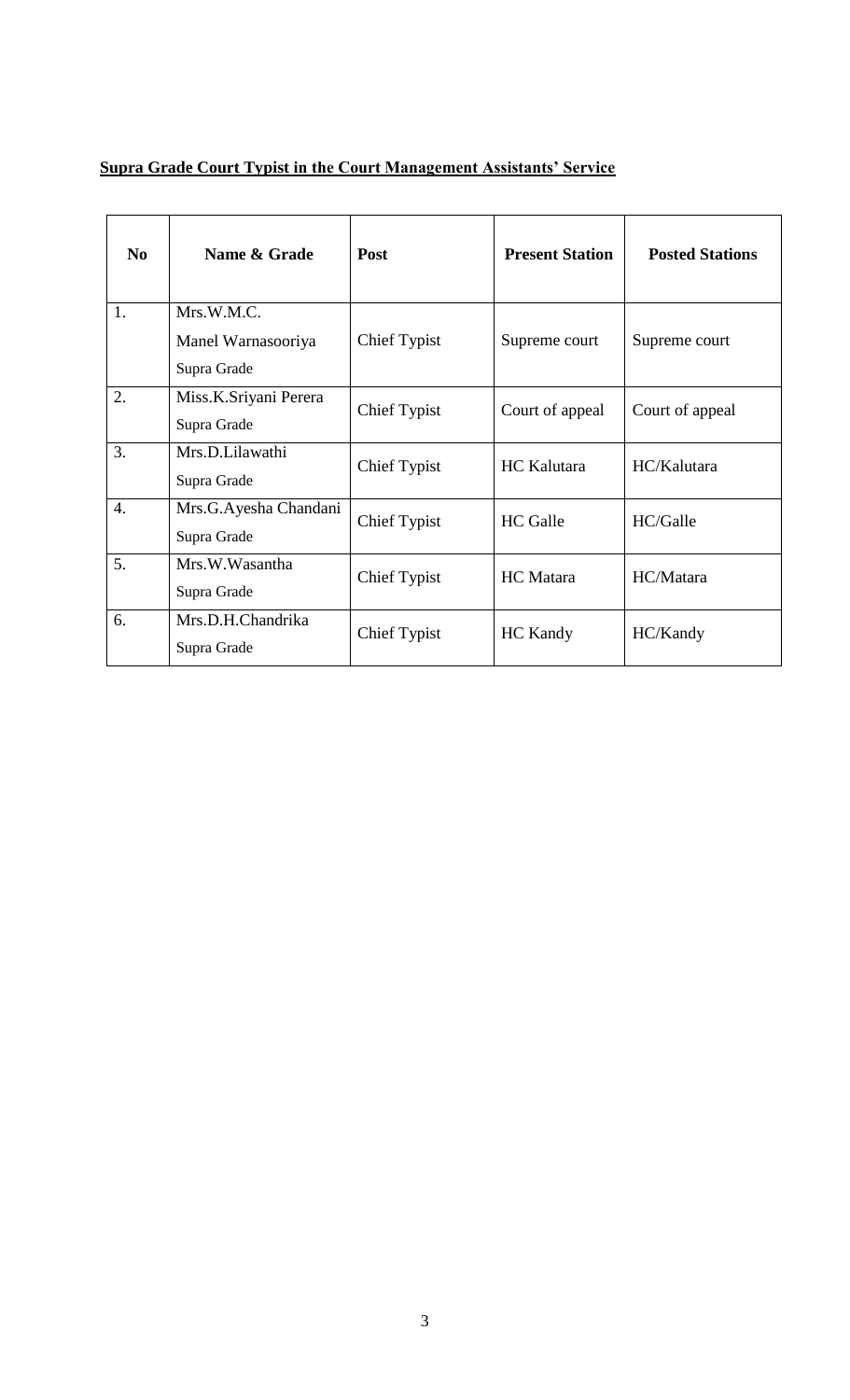**Supra Grade Court Typist in the Court Management Assistants' Service**

| No | Name & Grade | Post | Present Station | Posted Stations |
|---|---|---|---|---|
| 1. | Mrs.W.M.C. Manel Warnasooriya Supra Grade | Chief Typist | Supreme court | Supreme court |
| 2. | Miss.K.Sriyani Perera Supra Grade | Chief Typist | Court of appeal | Court of appeal |
| 3. | Mrs.D.Lilawathi Supra Grade | Chief Typist | HC Kalutara | HC/Kalutara |
| 4. | Mrs.G.Ayesha Chandani Supra Grade | Chief Typist | HC Galle | HC/Galle |
| 5. | Mrs.W.Wasantha Supra Grade | Chief Typist | HC Matara | HC/Matara |
| 6. | Mrs.D.H.Chandrika Supra Grade | Chief Typist | HC Kandy | HC/Kandy |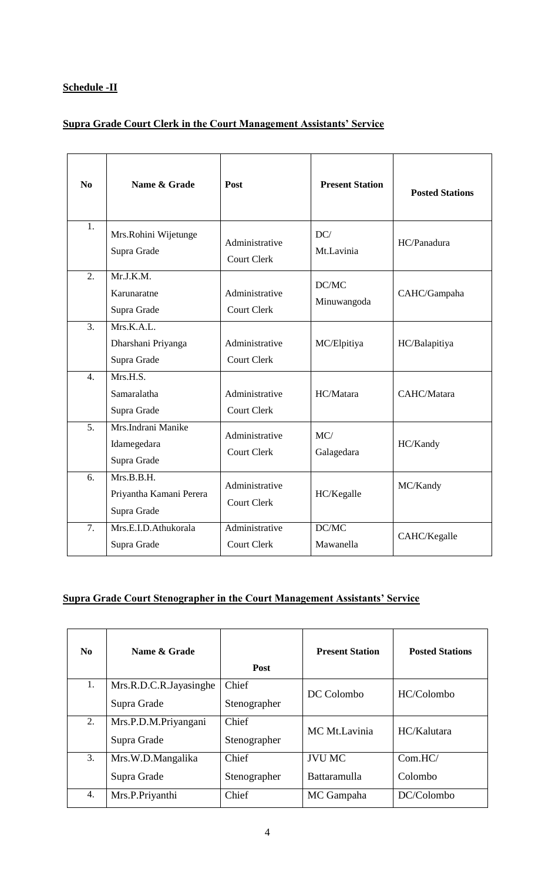**Schedule -II**

**Supra Grade Court Clerk in the Court Management Assistants' Service**

| No | Name & Grade | Post | Present Station | Posted Stations |
|---|---|---|---|---|
| 1. | Mrs.Rohini Wijetunge Supra Grade | Administrative Court Clerk | DC/ Mt.Lavinia | HC/Panadura |
| 2. | Mr.J.K.M. Karunaratne Supra Grade | Administrative Court Clerk | DC/MC Minuwangoda | CAHC/Gampaha |
| 3. | Mrs.K.A.L. Dharshani Priyanga Supra Grade | Administrative Court Clerk | MC/Elpitiya | HC/Balapitiya |
| 4. | Mrs.H.S. Samaralatha Supra Grade | Administrative Court Clerk | HC/Matara | CAHC/Matara |
| 5. | Mrs.Indrani Manike Idamegedara Supra Grade | Administrative Court Clerk | MC/ Galagedara | HC/Kandy |
| 6. | Mrs.B.B.H. Priyantha Kamani Perera Supra Grade | Administrative Court Clerk | HC/Kegalle | MC/Kandy |
| 7. | Mrs.E.I.D.Athukorala Supra Grade | Administrative Court Clerk | DC/MC Mawanella | CAHC/Kegalle |

**Supra Grade Court Stenographer in the Court Management Assistants' Service**

| No | Name & Grade | Post | Present Station | Posted Stations |
|---|---|---|---|---|
| 1. | Mrs.R.D.C.R.Jayasinghe Supra Grade | Chief Stenographer | DC Colombo | HC/Colombo |
| 2. | Mrs.P.D.M.Priyangani Supra Grade | Chief Stenographer | MC Mt.Lavinia | HC/Kalutara |
| 3. | Mrs.W.D.Mangalika Supra Grade | Chief Stenographer | JVU MC Battaramulla | Com.HC/ Colombo |
| 4. | Mrs.P.Priyanthi | Chief | MC Gampaha | DC/Colombo |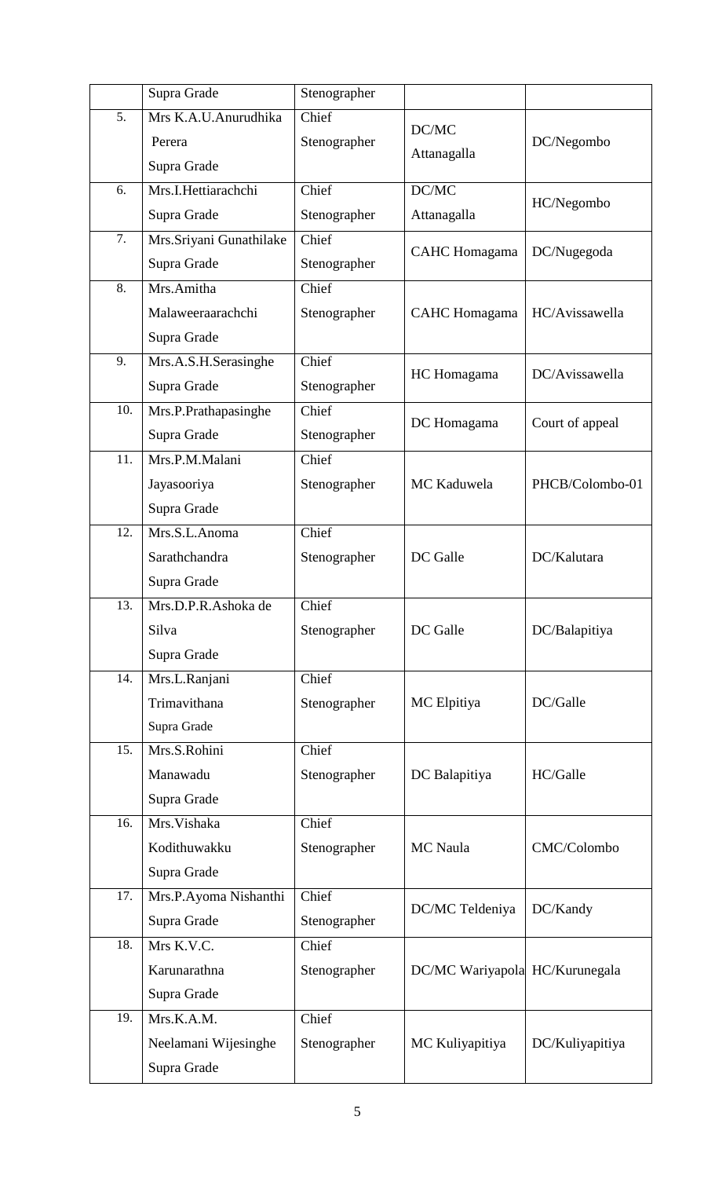| | Supra Grade | Stenographer | | |
|---|---|---|---|---|
| 5. | Mrs K.A.U.Anurudhika Perera Supra Grade | Chief Stenographer | DC/MC Attanagalla | DC/Negombo |
| 6. | Mrs.I.Hettiarachchi Supra Grade | Chief Stenographer | DC/MC Attanagalla | HC/Negombo |
| 7. | Mrs.Sriyani Gunathilake Supra Grade | Chief Stenographer | CAHC Homagama | DC/Nugegoda |
| 8. | Mrs.Amitha Malaweeraarachchi Supra Grade | Chief Stenographer | CAHC Homagama | HC/Avissawella |
| 9. | Mrs.A.S.H.Serasinghe Supra Grade | Chief Stenographer | HC Homagama | DC/Avissawella |
| 10. | Mrs.P.Prathapasinghe Supra Grade | Chief Stenographer | DC Homagama | Court of appeal |
| 11. | Mrs.P.M.Malani Jayasooriya Supra Grade | Chief Stenographer | MC Kaduwela | PHCB/Colombo-01 |
| 12. | Mrs.S.L.Anoma Sarathchandra Supra Grade | Chief Stenographer | DC Galle | DC/Kalutara |
| 13. | Mrs.D.P.R.Ashoka de Silva Supra Grade | Chief Stenographer | DC Galle | DC/Balapitiya |
| 14. | Mrs.L.Ranjani Trimavithana Supra Grade | Chief Stenographer | MC Elpitiya | DC/Galle |
| 15. | Mrs.S.Rohini Manawadu Supra Grade | Chief Stenographer | DC Balapitiya | HC/Galle |
| 16. | Mrs.Vishaka Kodithuwakku Supra Grade | Chief Stenographer | MC Naula | CMC/Colombo |
| 17. | Mrs.P.Ayoma Nishanthi Supra Grade | Chief Stenographer | DC/MC Teldeniya | DC/Kandy |
| 18. | Mrs K.V.C. Karunarathna Supra Grade | Chief Stenographer | DC/MC Wariyapola | HC/Kurunegala |
| 19. | Mrs.K.A.M. Neelamani Wijesinghe Supra Grade | Chief Stenographer | MC Kuliyapitiya | DC/Kuliyapitiya |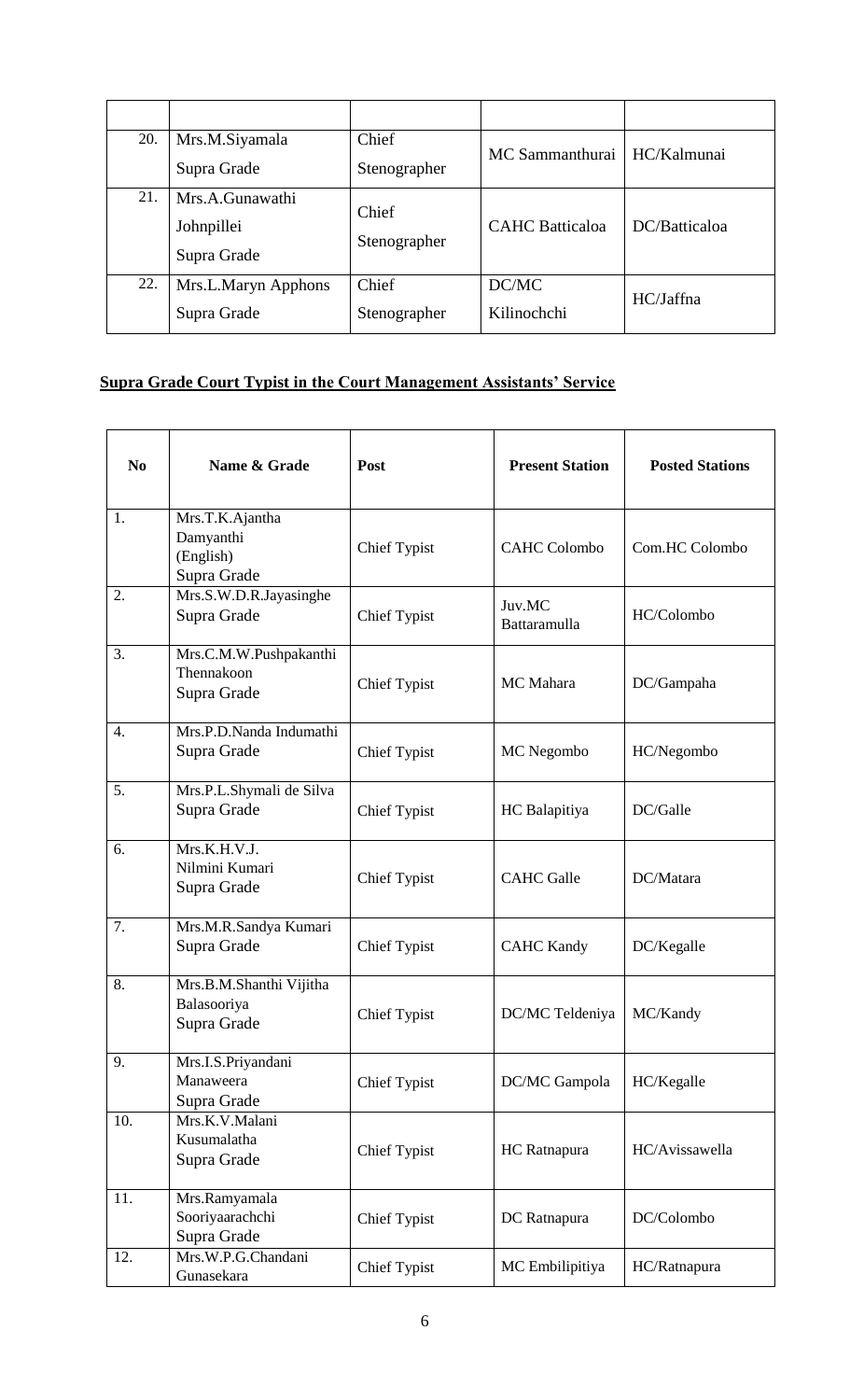| | | | | |
|---|---|---|---|---|
| 20. | Mrs.M.Siyamala Supra Grade | Chief Stenographer | MC Sammanthurai | HC/Kalmunai |
| 21. | Mrs.A.Gunawathi Johnpillei Supra Grade | Chief Stenographer | CAHC Batticaloa | DC/Batticaloa |
| 22. | Mrs.L.Maryn Apphons Supra Grade | Chief Stenographer | DC/MC Kilinochchi | HC/Jaffna |

**Supra Grade Court Typist in the Court Management Assistants' Service**

| No | Name & Grade | Post | Present Station | Posted Stations |
|---|---|---|---|---|
| 1. | Mrs.T.K.Ajantha Damyanthi (English) Supra Grade | Chief Typist | CAHC Colombo | Com.HC Colombo |
| 2. | Mrs.S.W.D.R.Jayasinghe Supra Grade | Chief Typist | Juv.MC Battaramulla | HC/Colombo |
| 3. | Mrs.C.M.W.Pushpakanthi Thennakoon Supra Grade | Chief Typist | MC Mahara | DC/Gampaha |
| 4. | Mrs.P.D.Nanda Indumathi Supra Grade | Chief Typist | MC Negombo | HC/Negombo |
| 5. | Mrs.P.L.Shymali de Silva Supra Grade | Chief Typist | HC Balapitiya | DC/Galle |
| 6. | Mrs.K.H.V.J. Nilmini Kumari Supra Grade | Chief Typist | CAHC Galle | DC/Matara |
| 7. | Mrs.M.R.Sandya Kumari Supra Grade | Chief Typist | CAHC Kandy | DC/Kegalle |
| 8. | Mrs.B.M.Shanthi Vijitha Balasooriya Supra Grade | Chief Typist | DC/MC Teldeniya | MC/Kandy |
| 9. | Mrs.I.S.Priyandani Manaweera Supra Grade | Chief Typist | DC/MC Gampola | HC/Kegalle |
| 10. | Mrs.K.V.Malani Kusumalatha Supra Grade | Chief Typist | HC Ratnapura | HC/Avissawella |
| 11. | Mrs.Ramyamala Sooriyaarachchi Supra Grade | Chief Typist | DC Ratnapura | DC/Colombo |
| 12. | Mrs.W.P.G.Chandani Gunasekara | Chief Typist | MC Embilipitiya | HC/Ratnapura |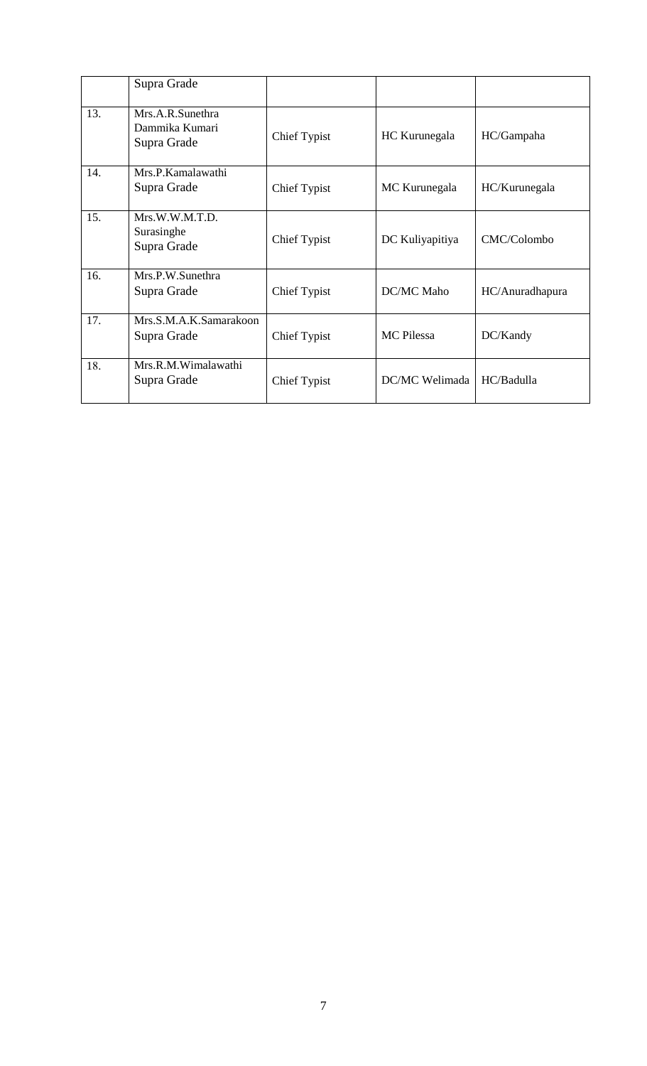| | | | | |
|---|---|---|---|---|
| | Supra Grade | | | |
| 13. | Mrs.A.R.Sunethra Dammika Kumari Supra Grade | Chief Typist | HC Kurunegala | HC/Gampaha |
| 14. | Mrs.P.Kamalawathi Supra Grade | Chief Typist | MC Kurunegala | HC/Kurunegala |
| 15. | Mrs.W.W.M.T.D. Surasinghe Supra Grade | Chief Typist | DC Kuliyapitiya | CMC/Colombo |
| 16. | Mrs.P.W.Sunethra Supra Grade | Chief Typist | DC/MC Maho | HC/Anuradhapura |
| 17. | Mrs.S.M.A.K.Samarakoon Supra Grade | Chief Typist | MC Pilessa | DC/Kandy |
| 18. | Mrs.R.M.Wimalawathi Supra Grade | Chief Typist | DC/MC Welimada | HC/Badulla |